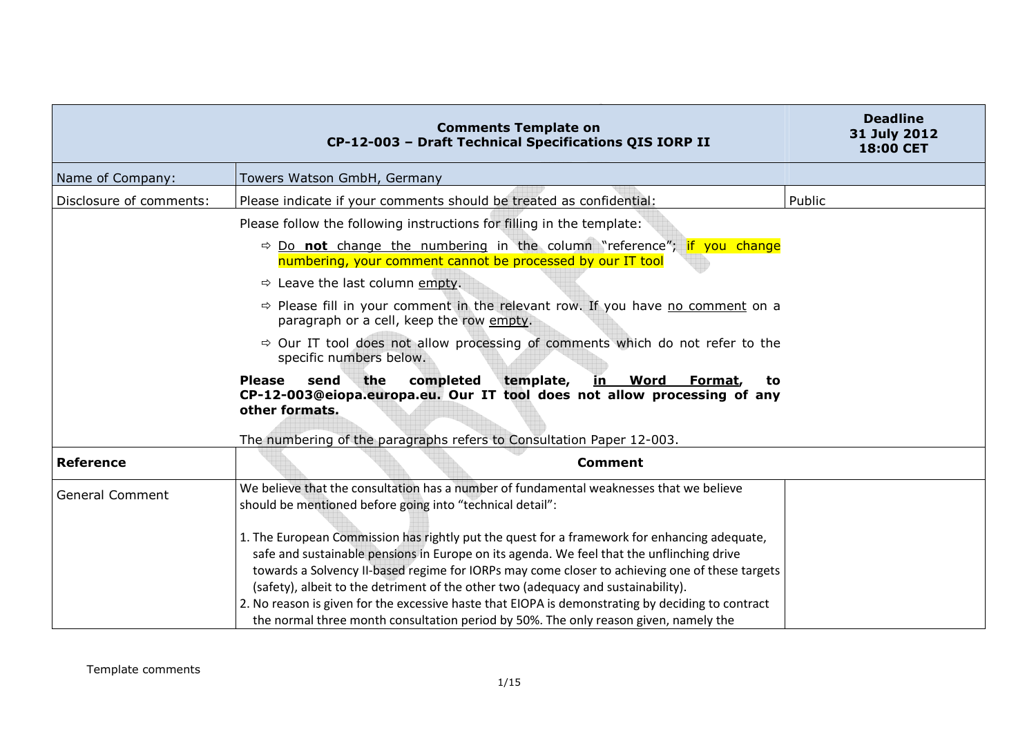| Comments Template on CP-12-003 – Draft Technical Specifications QIS IORP II | | Deadline 31 July 2012 18:00 CET |
|---|---|---|
| Name of Company: | Towers Watson GmbH, Germany | |
| Disclosure of comments: | Please indicate if your comments should be treated as confidential: | Public |
| | Please follow the following instructions for filling in the template:<br>⇨ Do **not** change the numbering in the column "reference"; if you change numbering, your comment cannot be processed by our IT tool<br>⇨ Leave the last column empty.<br>⇨ Please fill in your comment in the relevant row. If you have no comment on a paragraph or a cell, keep the row empty.<br>⇨ Our IT tool does not allow processing of comments which do not refer to the specific numbers below.<br>**Please send the completed template, in Word Format, to CP-12-003@eiopa.europa.eu. Our IT tool does not allow processing of any other formats.**<br>The numbering of the paragraphs refers to Consultation Paper 12-003. | |
| **Reference** | **Comment** | |
| General Comment | We believe that the consultation has a number of fundamental weaknesses that we believe should be mentioned before going into "technical detail":<br><br>1. The European Commission has rightly put the quest for a framework for enhancing adequate, safe and sustainable pensions in Europe on its agenda. We feel that the unflinching drive towards a Solvency II-based regime for IORPs may come closer to achieving one of these targets (safety), albeit to the detriment of the other two (adequacy and sustainability).<br>2. No reason is given for the excessive haste that EIOPA is demonstrating by deciding to contract the normal three month consultation period by 50%. The only reason given, namely the | |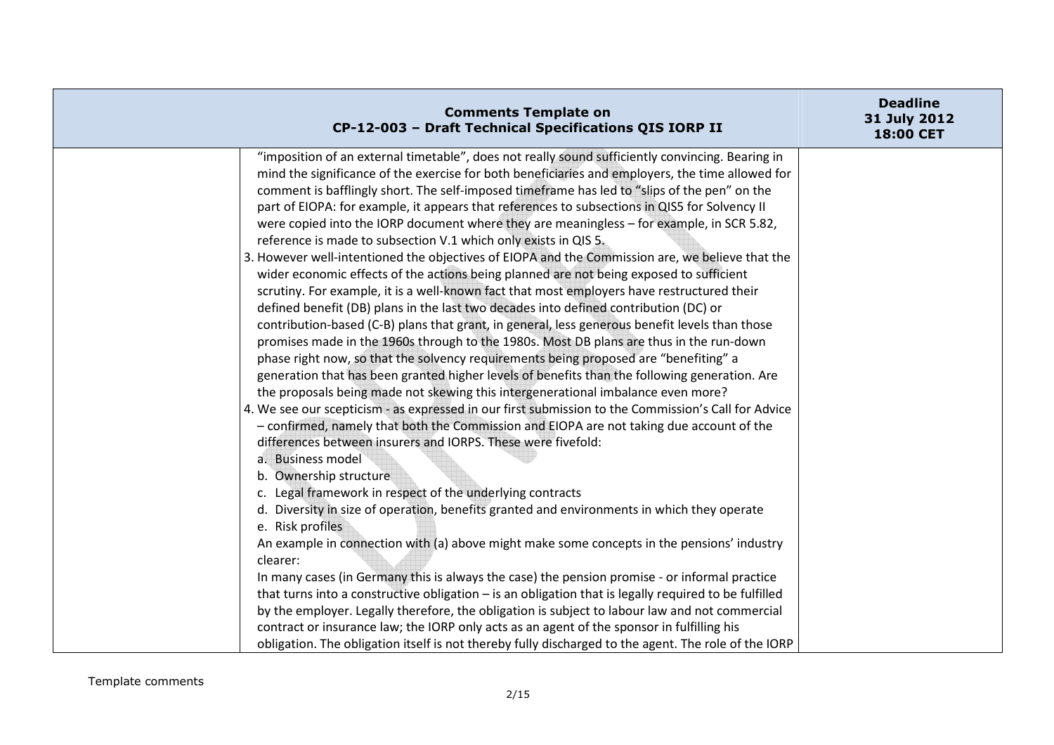| | | |
|---|---|---|
| | "imposition of an external timetable", does not really sound sufficiently convincing. Bearing in mind the significance of the exercise for both beneficiaries and employers, the time allowed for comment is bafflingly short. The self-imposed timeframe has led to "slips of the pen" on the part of EIOPA: for example, it appears that references to subsections in QIS5 for Solvency II were copied into the IORP document where they are meaningless – for example, in SCR 5.82, reference is made to subsection V.1 which only exists in QIS 5.<br>3. However well-intentioned the objectives of EIOPA and the Commission are, we believe that the wider economic effects of the actions being planned are not being exposed to sufficient scrutiny. For example, it is a well-known fact that most employers have restructured their defined benefit (DB) plans in the last two decades into defined contribution (DC) or contribution-based (C-B) plans that grant, in general, less generous benefit levels than those promises made in the 1960s through to the 1980s. Most DB plans are thus in the run-down phase right now, so that the solvency requirements being proposed are "benefiting" a generation that has been granted higher levels of benefits than the following generation. Are the proposals being made not skewing this intergenerational imbalance even more?<br>4. We see our scepticism - as expressed in our first submission to the Commission's Call for Advice – confirmed, namely that both the Commission and EIOPA are not taking due account of the differences between insurers and IORPS. These were fivefold:<br>a. Business model<br>b. Ownership structure<br>c. Legal framework in respect of the underlying contracts<br>d. Diversity in size of operation, benefits granted and environments in which they operate<br>e. Risk profiles<br>An example in connection with (a) above might make some concepts in the pensions' industry clearer:<br>In many cases (in Germany this is always the case) the pension promise - or informal practice that turns into a constructive obligation – is an obligation that is legally required to be fulfilled by the employer. Legally therefore, the obligation is subject to labour law and not commercial contract or insurance law; the IORP only acts as an agent of the sponsor in fulfilling his obligation. The obligation itself is not thereby fully discharged to the agent. The role of the IORP | |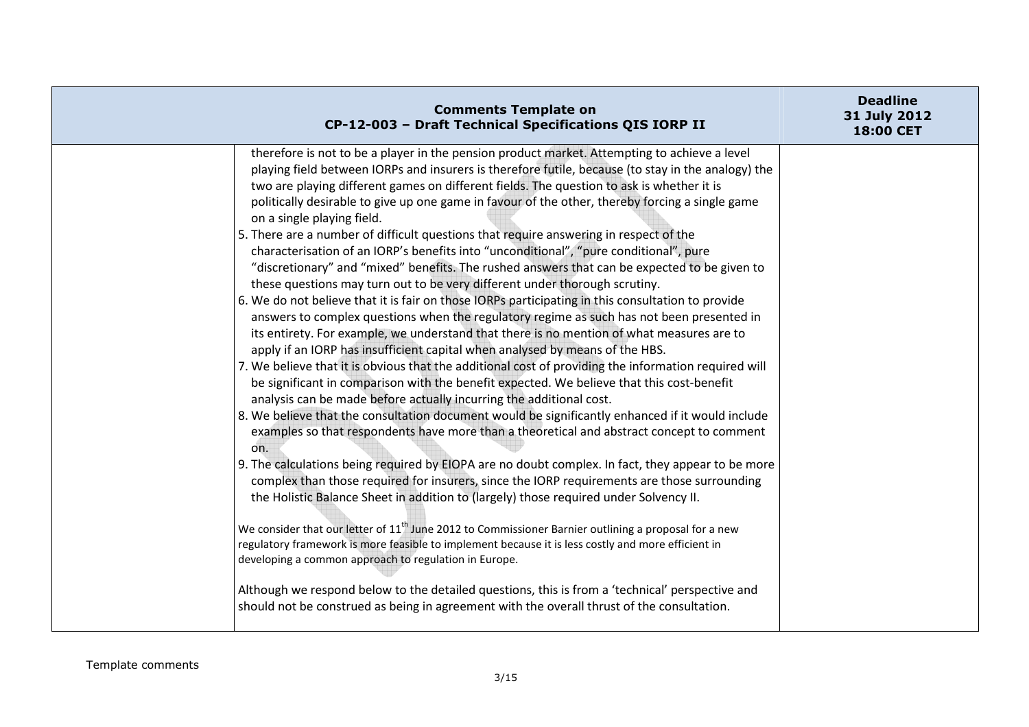| Comments Template on CP-12-003 – Draft Technical Specifications QIS IORP II | | Deadline 31 July 2012 18:00 CET |
|---|---|---|
| | therefore is not to be a player in the pension product market. Attempting to achieve a level playing field between IORPs and insurers is therefore futile, because (to stay in the analogy) the two are playing different games on different fields. The question to ask is whether it is politically desirable to give up one game in favour of the other, thereby forcing a single game on a single playing field.<br>5. There are a number of difficult questions that require answering in respect of the characterisation of an IORP's benefits into "unconditional", "pure conditional", pure "discretionary" and "mixed" benefits. The rushed answers that can be expected to be given to these questions may turn out to be very different under thorough scrutiny.<br>6. We do not believe that it is fair on those IORPs participating in this consultation to provide answers to complex questions when the regulatory regime as such has not been presented in its entirety. For example, we understand that there is no mention of what measures are to apply if an IORP has insufficient capital when analysed by means of the HBS.<br>7. We believe that it is obvious that the additional cost of providing the information required will be significant in comparison with the benefit expected. We believe that this cost-benefit analysis can be made before actually incurring the additional cost.<br>8. We believe that the consultation document would be significantly enhanced if it would include examples so that respondents have more than a theoretical and abstract concept to comment on.<br>9. The calculations being required by EIOPA are no doubt complex. In fact, they appear to be more complex than those required for insurers, since the IORP requirements are those surrounding the Holistic Balance Sheet in addition to (largely) those required under Solvency II.<br><br>We consider that our letter of 11th June 2012 to Commissioner Barnier outlining a proposal for a new regulatory framework is more feasible to implement because it is less costly and more efficient in developing a common approach to regulation in Europe.<br><br>Although we respond below to the detailed questions, this is from a 'technical' perspective and should not be construed as being in agreement with the overall thrust of the consultation. | |

Template comments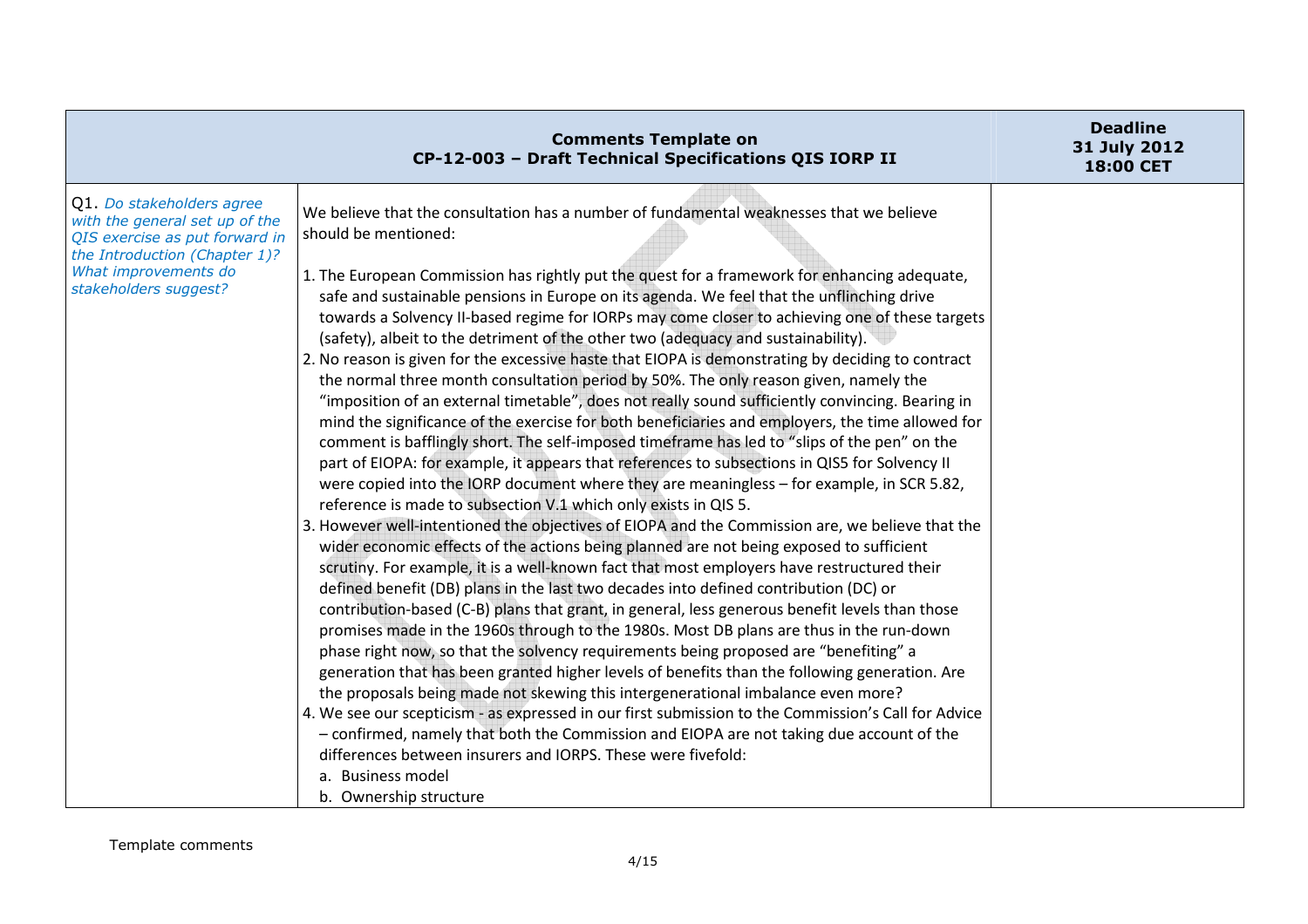| Comments Template on CP-12-003 – Draft Technical Specifications QIS IORP II | | Deadline 31 July 2012 18:00 CET |
|---|---|---|
| Q1. *Do stakeholders agree with the general set up of the QIS exercise as put forward in the Introduction (Chapter 1)? What improvements do stakeholders suggest?* | We believe that the consultation has a number of fundamental weaknesses that we believe should be mentioned:<br><br>1. The European Commission has rightly put the quest for a framework for enhancing adequate, safe and sustainable pensions in Europe on its agenda. We feel that the unflinching drive towards a Solvency II-based regime for IORPs may come closer to achieving one of these targets (safety), albeit to the detriment of the other two (adequacy and sustainability).<br>2. No reason is given for the excessive haste that EIOPA is demonstrating by deciding to contract the normal three month consultation period by 50%. The only reason given, namely the "imposition of an external timetable", does not really sound sufficiently convincing. Bearing in mind the significance of the exercise for both beneficiaries and employers, the time allowed for comment is bafflingly short. The self-imposed timeframe has led to "slips of the pen" on the part of EIOPA: for example, it appears that references to subsections in QIS5 for Solvency II were copied into the IORP document where they are meaningless – for example, in SCR 5.82, reference is made to subsection V.1 which only exists in QIS 5.<br>3. However well-intentioned the objectives of EIOPA and the Commission are, we believe that the wider economic effects of the actions being planned are not being exposed to sufficient scrutiny. For example, it is a well-known fact that most employers have restructured their defined benefit (DB) plans in the last two decades into defined contribution (DC) or contribution-based (C-B) plans that grant, in general, less generous benefit levels than those promises made in the 1960s through to the 1980s. Most DB plans are thus in the run-down phase right now, so that the solvency requirements being proposed are "benefiting" a generation that has been granted higher levels of benefits than the following generation. Are the proposals being made not skewing this intergenerational imbalance even more?<br>4. We see our scepticism - as expressed in our first submission to the Commission's Call for Advice – confirmed, namely that both the Commission and EIOPA are not taking due account of the differences between insurers and IORPS. These were fivefold:<br>a. Business model<br>b. Ownership structure | |

Template comments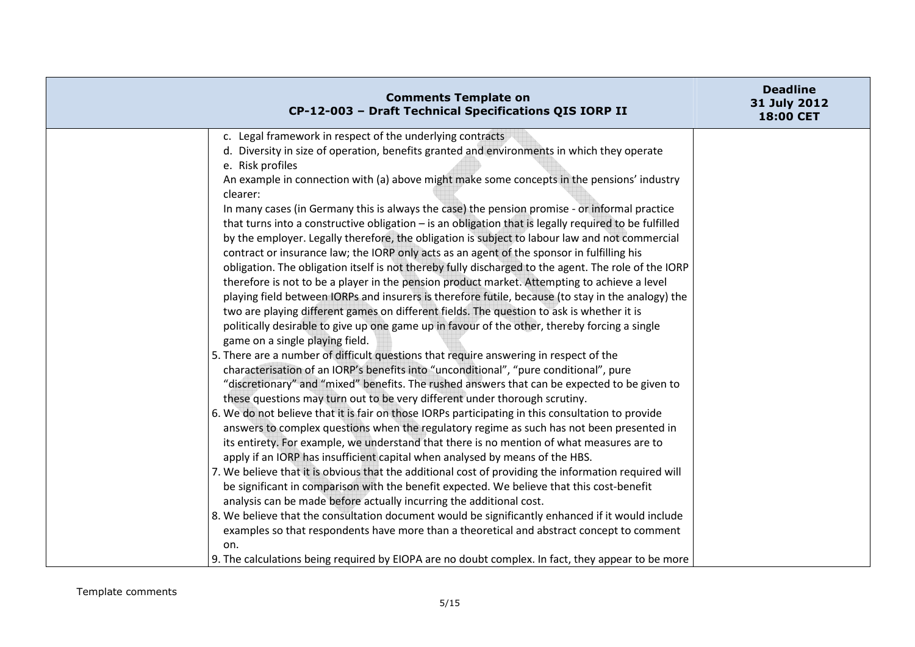| Comments Template on CP-12-003 – Draft Technical Specifications QIS IORP II | | Deadline 31 July 2012 18:00 CET |
|---|---|---|
| | c. Legal framework in respect of the underlying contracts<br>d. Diversity in size of operation, benefits granted and environments in which they operate<br>e. Risk profiles<br>An example in connection with (a) above might make some concepts in the pensions' industry clearer:<br>In many cases (in Germany this is always the case) the pension promise - or informal practice that turns into a constructive obligation – is an obligation that is legally required to be fulfilled by the employer. Legally therefore, the obligation is subject to labour law and not commercial contract or insurance law; the IORP only acts as an agent of the sponsor in fulfilling his obligation. The obligation itself is not thereby fully discharged to the agent. The role of the IORP therefore is not to be a player in the pension product market. Attempting to achieve a level playing field between IORPs and insurers is therefore futile, because (to stay in the analogy) the two are playing different games on different fields. The question to ask is whether it is politically desirable to give up one game up in favour of the other, thereby forcing a single game on a single playing field.<br>5. There are a number of difficult questions that require answering in respect of the characterisation of an IORP's benefits into "unconditional", "pure conditional", pure "discretionary" and "mixed" benefits. The rushed answers that can be expected to be given to these questions may turn out to be very different under thorough scrutiny.<br>6. We do not believe that it is fair on those IORPs participating in this consultation to provide answers to complex questions when the regulatory regime as such has not been presented in its entirety. For example, we understand that there is no mention of what measures are to apply if an IORP has insufficient capital when analysed by means of the HBS.<br>7. We believe that it is obvious that the additional cost of providing the information required will be significant in comparison with the benefit expected. We believe that this cost-benefit analysis can be made before actually incurring the additional cost.<br>8. We believe that the consultation document would be significantly enhanced if it would include examples so that respondents have more than a theoretical and abstract concept to comment on.<br>9. The calculations being required by EIOPA are no doubt complex. In fact, they appear to be more | |

Template comments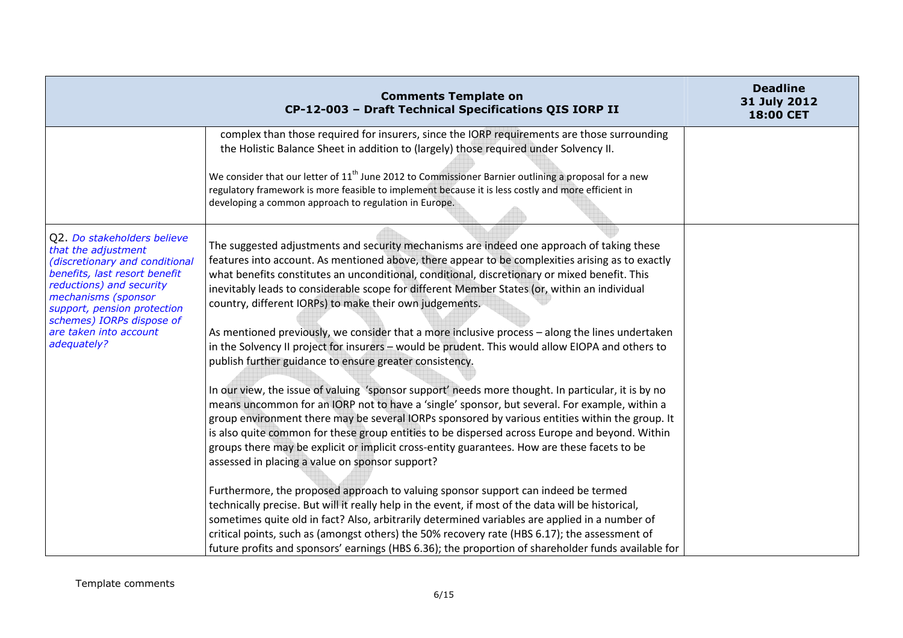| Comments Template on CP-12-003 – Draft Technical Specifications QIS IORP II | | Deadline 31 July 2012 18:00 CET |
|---|---|---|
| | complex than those required for insurers, since the IORP requirements are those surrounding the Holistic Balance Sheet in addition to (largely) those required under Solvency II.<br><br>We consider that our letter of 11th June 2012 to Commissioner Barnier outlining a proposal for a new regulatory framework is more feasible to implement because it is less costly and more efficient in developing a common approach to regulation in Europe. | |
| Q2. *Do stakeholders believe that the adjustment (discretionary and conditional benefits, last resort benefit reductions) and security mechanisms (sponsor support, pension protection schemes) IORPs dispose of are taken into account adequately?* | The suggested adjustments and security mechanisms are indeed one approach of taking these features into account. As mentioned above, there appear to be complexities arising as to exactly what benefits constitutes an unconditional, conditional, discretionary or mixed benefit. This inevitably leads to considerable scope for different Member States (or, within an individual country, different IORPs) to make their own judgements.<br><br>As mentioned previously, we consider that a more inclusive process – along the lines undertaken in the Solvency II project for insurers – would be prudent. This would allow EIOPA and others to publish further guidance to ensure greater consistency.<br><br>In our view, the issue of valuing 'sponsor support' needs more thought. In particular, it is by no means uncommon for an IORP not to have a 'single' sponsor, but several. For example, within a group environment there may be several IORPs sponsored by various entities within the group. It is also quite common for these group entities to be dispersed across Europe and beyond. Within groups there may be explicit or implicit cross-entity guarantees. How are these facets to be assessed in placing a value on sponsor support?<br><br>Furthermore, the proposed approach to valuing sponsor support can indeed be termed technically precise. But will it really help in the event, if most of the data will be historical, sometimes quite old in fact? Also, arbitrarily determined variables are applied in a number of critical points, such as (amongst others) the 50% recovery rate (HBS 6.17); the assessment of future profits and sponsors' earnings (HBS 6.36); the proportion of shareholder funds available for | |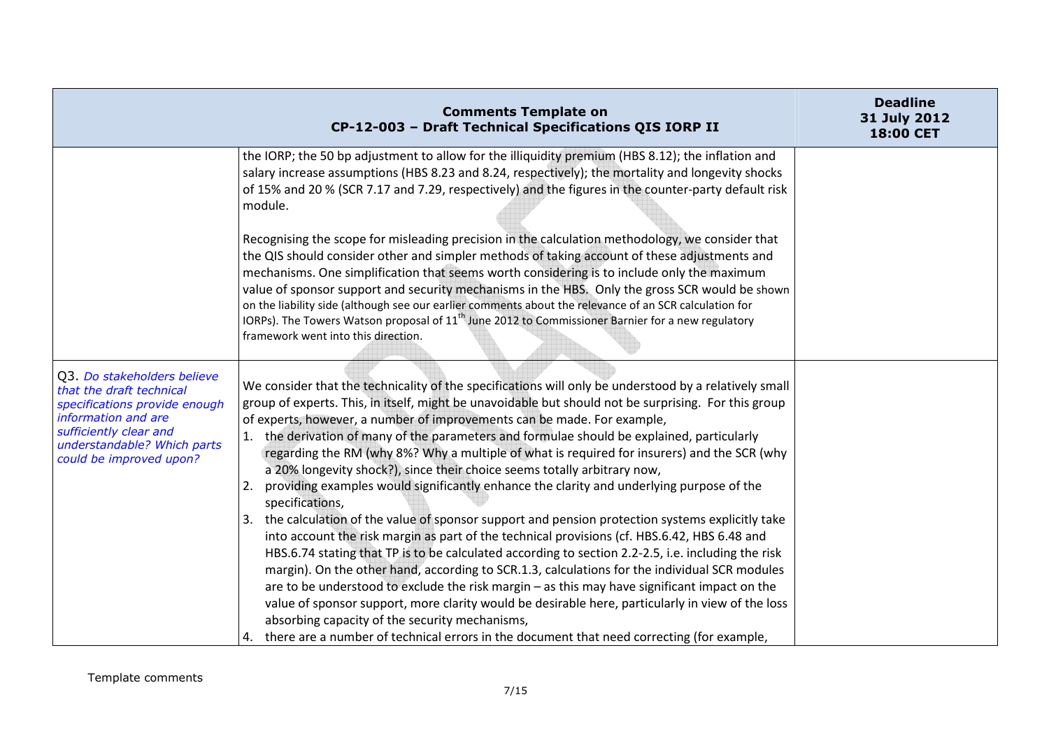| Comments Template on CP-12-003 – Draft Technical Specifications QIS IORP II | | Deadline 31 July 2012 18:00 CET |
|---|---|---|
| | the IORP; the 50 bp adjustment to allow for the illiquidity premium (HBS 8.12); the inflation and salary increase assumptions (HBS 8.23 and 8.24, respectively); the mortality and longevity shocks of 15% and 20 % (SCR 7.17 and 7.29, respectively) and the figures in the counter-party default risk module.<br><br>Recognising the scope for misleading precision in the calculation methodology, we consider that the QIS should consider other and simpler methods of taking account of these adjustments and mechanisms. One simplification that seems worth considering is to include only the maximum value of sponsor support and security mechanisms in the HBS. Only the gross SCR would be shown on the liability side (although see our earlier comments about the relevance of an SCR calculation for IORPs). The Towers Watson proposal of 11th June 2012 to Commissioner Barnier for a new regulatory framework went into this direction. | |
| Q3. *Do stakeholders believe that the draft technical specifications provide enough information and are sufficiently clear and understandable? Which parts could be improved upon?* | We consider that the technicality of the specifications will only be understood by a relatively small group of experts. This, in itself, might be unavoidable but should not be surprising. For this group of experts, however, a number of improvements can be made. For example,<br>1. the derivation of many of the parameters and formulae should be explained, particularly regarding the RM (why 8%? Why a multiple of what is required for insurers) and the SCR (why a 20% longevity shock?), since their choice seems totally arbitrary now,<br>2. providing examples would significantly enhance the clarity and underlying purpose of the specifications,<br>3. the calculation of the value of sponsor support and pension protection systems explicitly take into account the risk margin as part of the technical provisions (cf. HBS.6.42, HBS 6.48 and HBS.6.74 stating that TP is to be calculated according to section 2.2-2.5, i.e. including the risk margin). On the other hand, according to SCR.1.3, calculations for the individual SCR modules are to be understood to exclude the risk margin – as this may have significant impact on the value of sponsor support, more clarity would be desirable here, particularly in view of the loss absorbing capacity of the security mechanisms,<br>4. there are a number of technical errors in the document that need correcting (for example, | |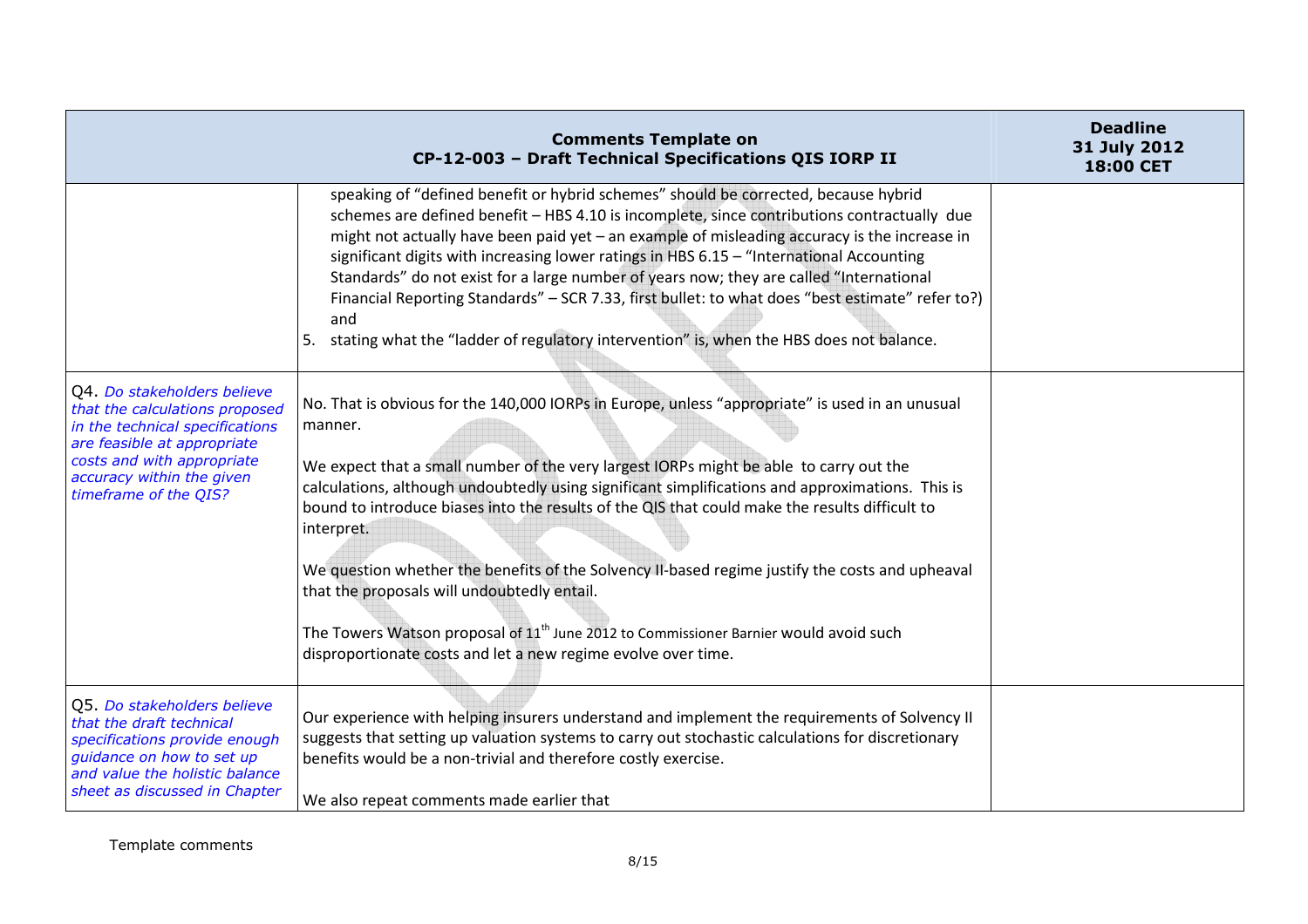| Comments Template on CP-12-003 – Draft Technical Specifications QIS IORP II | | Deadline 31 July 2012 18:00 CET |
|---|---|---|
| | speaking of "defined benefit or hybrid schemes" should be corrected, because hybrid schemes are defined benefit – HBS 4.10 is incomplete, since contributions contractually due might not actually have been paid yet – an example of misleading accuracy is the increase in significant digits with increasing lower ratings in HBS 6.15 – "International Accounting Standards" do not exist for a large number of years now; they are called "International Financial Reporting Standards" – SCR 7.33, first bullet: to what does "best estimate" refer to?) and<br>5. stating what the "ladder of regulatory intervention" is, when the HBS does not balance. | |
| Q4. *Do stakeholders believe that the calculations proposed in the technical specifications are feasible at appropriate costs and with appropriate accuracy within the given timeframe of the QIS?* | No. That is obvious for the 140,000 IORPs in Europe, unless "appropriate" is used in an unusual manner.<br><br>We expect that a small number of the very largest IORPs might be able to carry out the calculations, although undoubtedly using significant simplifications and approximations. This is bound to introduce biases into the results of the QIS that could make the results difficult to interpret.<br><br>We question whether the benefits of the Solvency II-based regime justify the costs and upheaval that the proposals will undoubtedly entail.<br><br>The Towers Watson proposal of 11th June 2012 to Commissioner Barnier would avoid such disproportionate costs and let a new regime evolve over time. | |
| Q5. *Do stakeholders believe that the draft technical specifications provide enough guidance on how to set up and value the holistic balance sheet as discussed in Chapter* | Our experience with helping insurers understand and implement the requirements of Solvency II suggests that setting up valuation systems to carry out stochastic calculations for discretionary benefits would be a non-trivial and therefore costly exercise.<br><br>We also repeat comments made earlier that | |

Template comments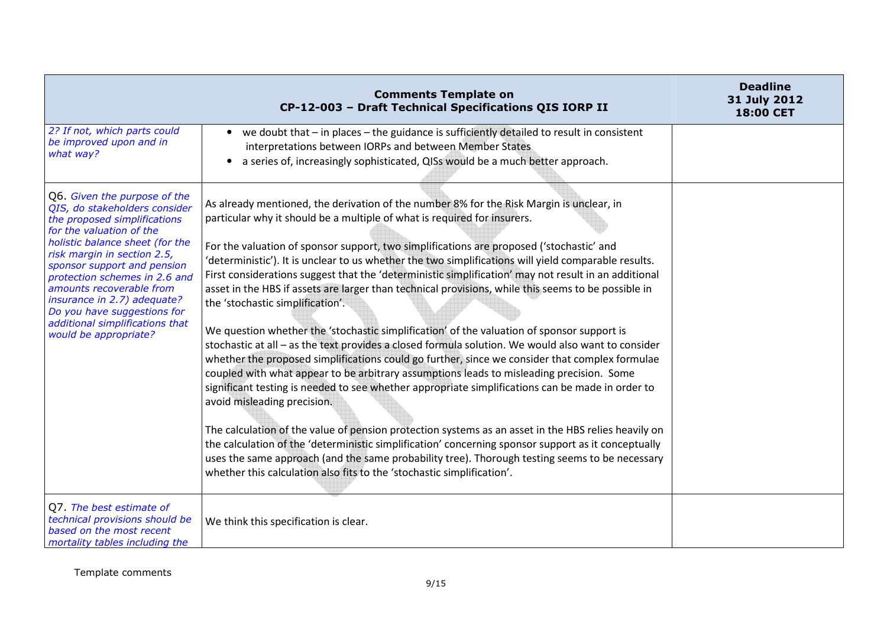| | Comments Template on CP-12-003 – Draft Technical Specifications QIS IORP II | Deadline 31 July 2012 18:00 CET |
|---|---|---|
| *2? If not, which parts could be improved upon and in what way?* | • we doubt that – in places – the guidance is sufficiently detailed to result in consistent interpretations between IORPs and between Member States<br>• a series of, increasingly sophisticated, QISs would be a much better approach. | |
| Q6. *Given the purpose of the QIS, do stakeholders consider the proposed simplifications for the valuation of the holistic balance sheet (for the risk margin in section 2.5, sponsor support and pension protection schemes in 2.6 and amounts recoverable from insurance in 2.7) adequate? Do you have suggestions for additional simplifications that would be appropriate?* | As already mentioned, the derivation of the number 8% for the Risk Margin is unclear, in particular why it should be a multiple of what is required for insurers.<br><br>For the valuation of sponsor support, two simplifications are proposed ('stochastic' and 'deterministic'). It is unclear to us whether the two simplifications will yield comparable results. First considerations suggest that the 'deterministic simplification' may not result in an additional asset in the HBS if assets are larger than technical provisions, while this seems to be possible in the 'stochastic simplification'.<br><br>We question whether the 'stochastic simplification' of the valuation of sponsor support is stochastic at all – as the text provides a closed formula solution. We would also want to consider whether the proposed simplifications could go further, since we consider that complex formulae coupled with what appear to be arbitrary assumptions leads to misleading precision. Some significant testing is needed to see whether appropriate simplifications can be made in order to avoid misleading precision.<br><br>The calculation of the value of pension protection systems as an asset in the HBS relies heavily on the calculation of the 'deterministic simplification' concerning sponsor support as it conceptually uses the same approach (and the same probability tree). Thorough testing seems to be necessary whether this calculation also fits to the 'stochastic simplification'. | |
| Q7. *The best estimate of technical provisions should be based on the most recent mortality tables including the* | We think this specification is clear. | |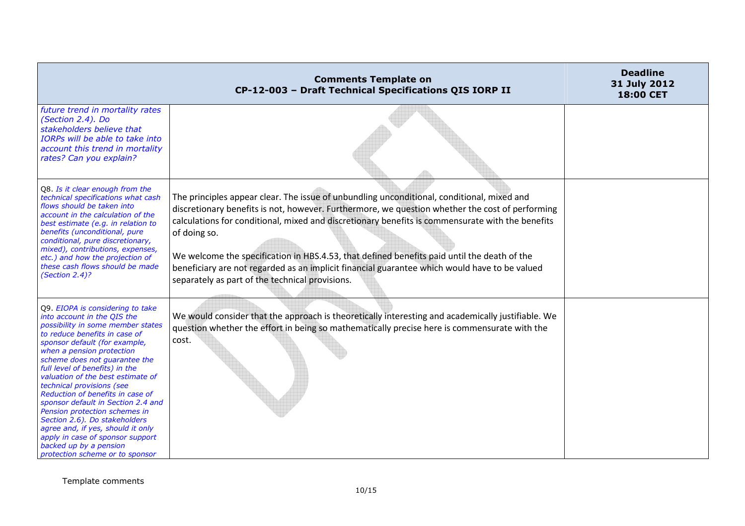| Comments Template on CP-12-003 – Draft Technical Specifications QIS IORP II | | Deadline 31 July 2012 18:00 CET |
|---|---|---|
| *future trend in mortality rates (Section 2.4). Do stakeholders believe that IORPs will be able to take into account this trend in mortality rates? Can you explain?* | | |
| Q8. *Is it clear enough from the technical specifications what cash flows should be taken into account in the calculation of the best estimate (e.g. in relation to benefits (unconditional, pure conditional, pure discretionary, mixed), contributions, expenses, etc.) and how the projection of these cash flows should be made (Section 2.4)?* | The principles appear clear. The issue of unbundling unconditional, conditional, mixed and discretionary benefits is not, however. Furthermore, we question whether the cost of performing calculations for conditional, mixed and discretionary benefits is commensurate with the benefits of doing so.<br><br>We welcome the specification in HBS.4.53, that defined benefits paid until the death of the beneficiary are not regarded as an implicit financial guarantee which would have to be valued separately as part of the technical provisions. | |
| Q9. *EIOPA is considering to take into account in the QIS the possibility in some member states to reduce benefits in case of sponsor default (for example, when a pension protection scheme does not guarantee the full level of benefits) in the valuation of the best estimate of technical provisions (see Reduction of benefits in case of sponsor default in Section 2.4 and Pension protection schemes in Section 2.6). Do stakeholders agree and, if yes, should it only apply in case of sponsor support backed up by a pension protection scheme or to sponsor* | We would consider that the approach is theoretically interesting and academically justifiable. We question whether the effort in being so mathematically precise here is commensurate with the cost. | |

Template comments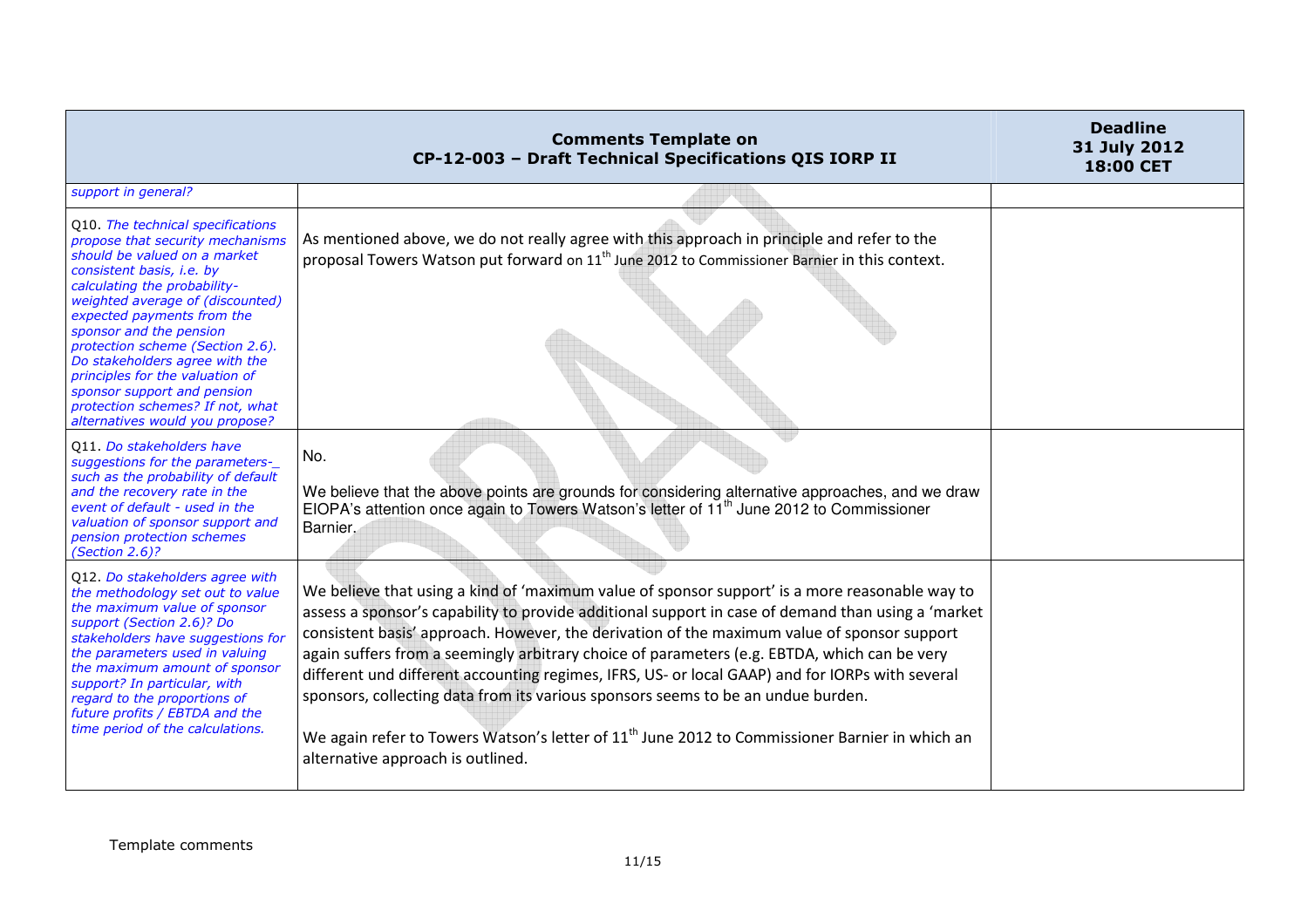| Comments Template on CP-12-003 – Draft Technical Specifications QIS IORP II | | Deadline 31 July 2012 18:00 CET |
|---|---|---|
| *support in general?* | | |
| Q10. *The technical specifications propose that security mechanisms should be valued on a market consistent basis, i.e. by calculating the probability-weighted average of (discounted) expected payments from the sponsor and the pension protection scheme (Section 2.6). Do stakeholders agree with the principles for the valuation of sponsor support and pension protection schemes? If not, what alternatives would you propose?* | As mentioned above, we do not really agree with this approach in principle and refer to the proposal Towers Watson put forward on 11th June 2012 to Commissioner Barnier in this context. | |
| Q11. *Do stakeholders have suggestions for the parameters-_ such as the probability of default and the recovery rate in the event of default - used in the valuation of sponsor support and pension protection schemes (Section 2.6)?* | No.<br><br>We believe that the above points are grounds for considering alternative approaches, and we draw EIOPA's attention once again to Towers Watson's letter of 11th June 2012 to Commissioner Barnier. | |
| Q12. *Do stakeholders agree with the methodology set out to value the maximum value of sponsor support (Section 2.6)? Do stakeholders have suggestions for the parameters used in valuing the maximum amount of sponsor support? In particular, with regard to the proportions of future profits / EBTDA and the time period of the calculations.* | We believe that using a kind of 'maximum value of sponsor support' is a more reasonable way to assess a sponsor's capability to provide additional support in case of demand than using a 'market consistent basis' approach. However, the derivation of the maximum value of sponsor support again suffers from a seemingly arbitrary choice of parameters (e.g. EBTDA, which can be very different und different accounting regimes, IFRS, US- or local GAAP) and for IORPs with several sponsors, collecting data from its various sponsors seems to be an undue burden.<br><br>We again refer to Towers Watson's letter of 11th June 2012 to Commissioner Barnier in which an alternative approach is outlined. | |

Template comments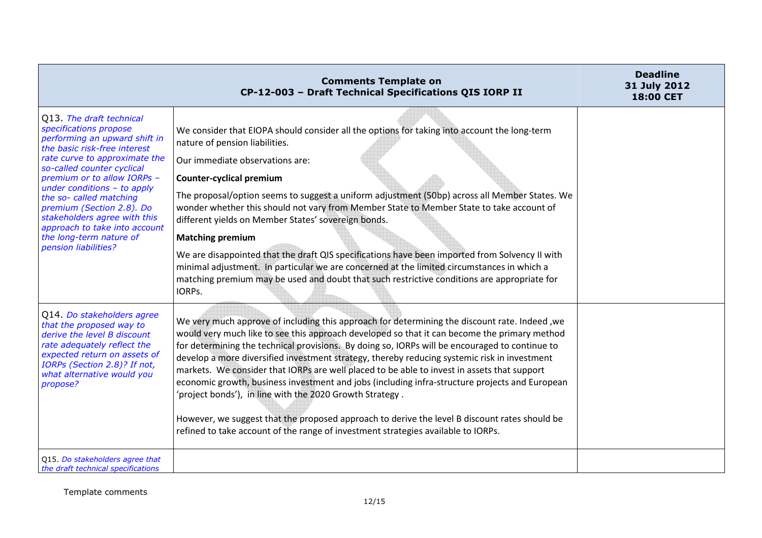| | Comments Template on CP-12-003 – Draft Technical Specifications QIS IORP II | Deadline 31 July 2012 18:00 CET |
|---|---|---|
| Q13. *The draft technical specifications propose performing an upward shift in the basic risk-free interest rate curve to approximate the so-called counter cyclical premium or to allow IORPs – under conditions – to apply the so- called matching premium (Section 2.8). Do stakeholders agree with this approach to take into account the long-term nature of pension liabilities?* | We consider that EIOPA should consider all the options for taking into account the long-term nature of pension liabilities.<br><br>Our immediate observations are:<br><br>**Counter-cyclical premium**<br><br>The proposal/option seems to suggest a uniform adjustment (50bp) across all Member States. We wonder whether this should not vary from Member State to Member State to take account of different yields on Member States' sovereign bonds.<br><br>**Matching premium**<br><br>We are disappointed that the draft QIS specifications have been imported from Solvency II with minimal adjustment. In particular we are concerned at the limited circumstances in which a matching premium may be used and doubt that such restrictive conditions are appropriate for IORPs. | |
| Q14. *Do stakeholders agree that the proposed way to derive the level B discount rate adequately reflect the expected return on assets of IORPs (Section 2.8)? If not, what alternative would you propose?* | We very much approve of including this approach for determining the discount rate. Indeed ,we would very much like to see this approach developed so that it can become the primary method for determining the technical provisions. By doing so, IORPs will be encouraged to continue to develop a more diversified investment strategy, thereby reducing systemic risk in investment markets. We consider that IORPs are well placed to be able to invest in assets that support economic growth, business investment and jobs (including infra-structure projects and European 'project bonds'), in line with the 2020 Growth Strategy .<br><br>However, we suggest that the proposed approach to derive the level B discount rates should be refined to take account of the range of investment strategies available to IORPs. | |
| Q15. *Do stakeholders agree that the draft technical specifications* | | |

Template comments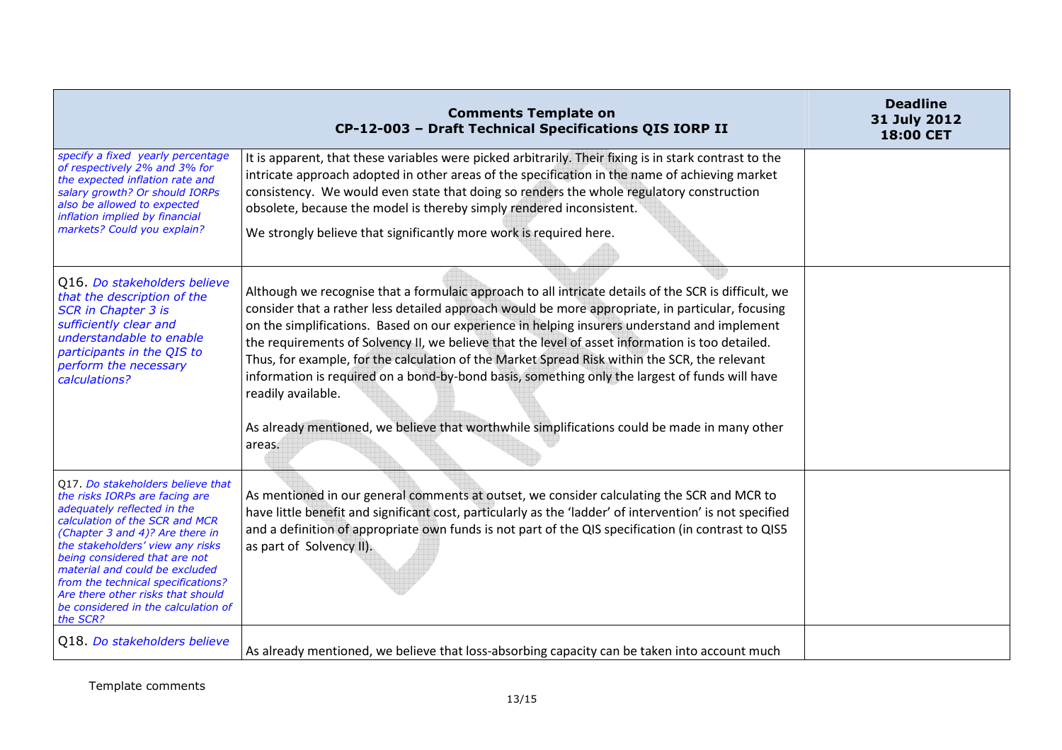| Comments Template on CP-12-003 – Draft Technical Specifications QIS IORP II | | Deadline 31 July 2012 18:00 CET |
|---|---|---|
| *specify a fixed yearly percentage of respectively 2% and 3% for the expected inflation rate and salary growth? Or should IORPs also be allowed to expected inflation implied by financial markets? Could you explain?* | It is apparent, that these variables were picked arbitrarily. Their fixing is in stark contrast to the intricate approach adopted in other areas of the specification in the name of achieving market consistency. We would even state that doing so renders the whole regulatory construction obsolete, because the model is thereby simply rendered inconsistent.<br><br>We strongly believe that significantly more work is required here. | |
| Q16. *Do stakeholders believe that the description of the SCR in Chapter 3 is sufficiently clear and understandable to enable participants in the QIS to perform the necessary calculations?* | Although we recognise that a formulaic approach to all intricate details of the SCR is difficult, we consider that a rather less detailed approach would be more appropriate, in particular, focusing on the simplifications. Based on our experience in helping insurers understand and implement the requirements of Solvency II, we believe that the level of asset information is too detailed. Thus, for example, for the calculation of the Market Spread Risk within the SCR, the relevant information is required on a bond-by-bond basis, something only the largest of funds will have readily available.<br><br>As already mentioned, we believe that worthwhile simplifications could be made in many other areas. | |
| Q17. *Do stakeholders believe that the risks IORPs are facing are adequately reflected in the calculation of the SCR and MCR (Chapter 3 and 4)? Are there in the stakeholders' view any risks being considered that are not material and could be excluded from the technical specifications? Are there other risks that should be considered in the calculation of the SCR?* | As mentioned in our general comments at outset, we consider calculating the SCR and MCR to have little benefit and significant cost, particularly as the 'ladder' of intervention' is not specified and a definition of appropriate own funds is not part of the QIS specification (in contrast to QIS5 as part of Solvency II). | |
| Q18. *Do stakeholders believe* | As already mentioned, we believe that loss-absorbing capacity can be taken into account much | |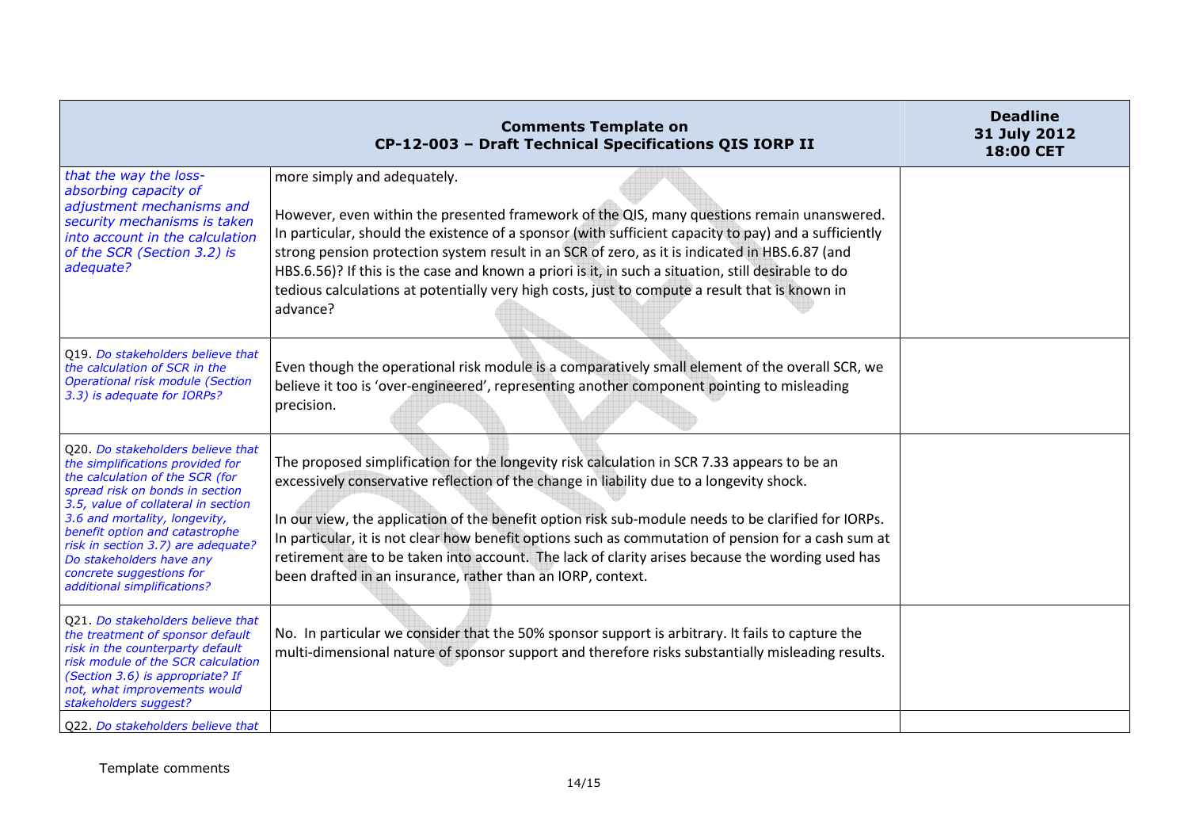| Comments Template on CP-12-003 – Draft Technical Specifications QIS IORP II | | Deadline 31 July 2012 18:00 CET |
|---|---|---|
| *that the way the loss-absorbing capacity of adjustment mechanisms and security mechanisms is taken into account in the calculation of the SCR (Section 3.2) is adequate?* | more simply and adequately.<br><br>However, even within the presented framework of the QIS, many questions remain unanswered. In particular, should the existence of a sponsor (with sufficient capacity to pay) and a sufficiently strong pension protection system result in an SCR of zero, as it is indicated in HBS.6.87 (and HBS.6.56)? If this is the case and known a priori is it, in such a situation, still desirable to do tedious calculations at potentially very high costs, just to compute a result that is known in advance? | |
| Q19. *Do stakeholders believe that the calculation of SCR in the Operational risk module (Section 3.3) is adequate for IORPs?* | Even though the operational risk module is a comparatively small element of the overall SCR, we believe it too is 'over-engineered', representing another component pointing to misleading precision. | |
| Q20. *Do stakeholders believe that the simplifications provided for the calculation of the SCR (for spread risk on bonds in section 3.5, value of collateral in section 3.6 and mortality, longevity, benefit option and catastrophe risk in section 3.7) are adequate? Do stakeholders have any concrete suggestions for additional simplifications?* | The proposed simplification for the longevity risk calculation in SCR 7.33 appears to be an excessively conservative reflection of the change in liability due to a longevity shock.<br><br>In our view, the application of the benefit option risk sub-module needs to be clarified for IORPs. In particular, it is not clear how benefit options such as commutation of pension for a cash sum at retirement are to be taken into account. The lack of clarity arises because the wording used has been drafted in an insurance, rather than an IORP, context. | |
| Q21. *Do stakeholders believe that the treatment of sponsor default risk in the counterparty default risk module of the SCR calculation (Section 3.6) is appropriate? If not, what improvements would stakeholders suggest?* | No. In particular we consider that the 50% sponsor support is arbitrary. It fails to capture the multi-dimensional nature of sponsor support and therefore risks substantially misleading results. | |
| Q22. *Do stakeholders believe that* | | |

Template comments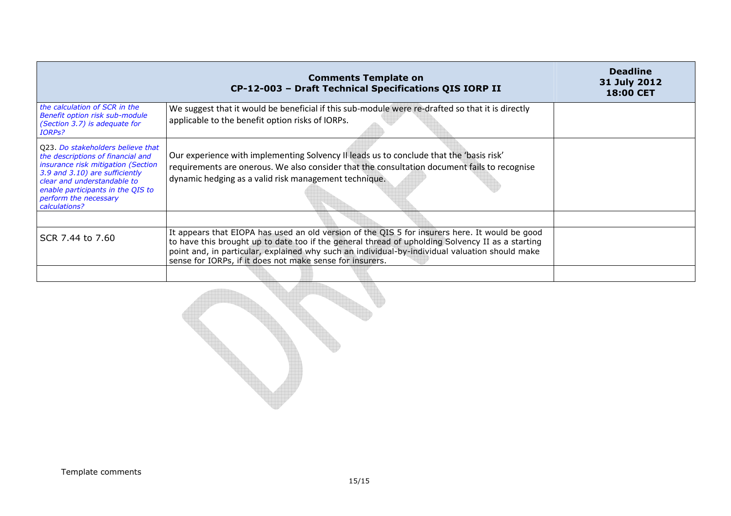| Comments Template on CP-12-003 – Draft Technical Specifications QIS IORP II | | Deadline 31 July 2012 18:00 CET |
|---|---|---|
| *the calculation of SCR in the Benefit option risk sub-module (Section 3.7) is adequate for IORPs?* | We suggest that it would be beneficial if this sub-module were re-drafted so that it is directly applicable to the benefit option risks of IORPs. | |
| Q23. *Do stakeholders believe that the descriptions of financial and insurance risk mitigation (Section 3.9 and 3.10) are sufficiently clear and understandable to enable participants in the QIS to perform the necessary calculations?* | Our experience with implementing Solvency II leads us to conclude that the 'basis risk' requirements are onerous. We also consider that the consultation document fails to recognise dynamic hedging as a valid risk management technique. | |
| | | |
| SCR 7.44 to 7.60 | It appears that EIOPA has used an old version of the QIS 5 for insurers here. It would be good to have this brought up to date too if the general thread of upholding Solvency II as a starting point and, in particular, explained why such an individual-by-individual valuation should make sense for IORPs, if it does not make sense for insurers. | |
| | | |